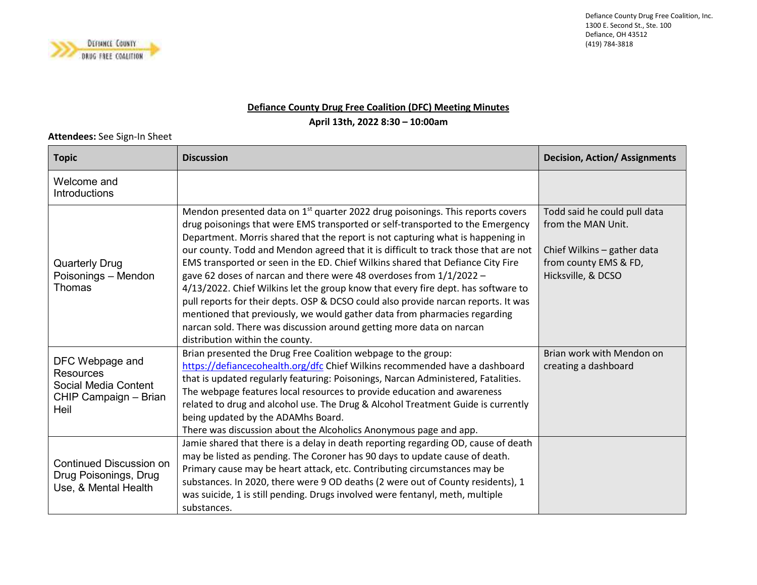Defiance County Drug Free Coalition, Inc.
1300 E. Second St., Ste. 100
Defiance, OH 43512
(419) 784-3818

# Defiance County Drug Free Coalition (DFC) Meeting Minutes

**April 13th, 2022 8:30 – 10:00am**

**Attendees:** See Sign-In Sheet

| Topic | Discussion | Decision, Action/ Assignments |
| --- | --- | --- |
| Welcome and Introductions | | |
| Quarterly Drug Poisonings – Mendon Thomas | Mendon presented data on 1st quarter 2022 drug poisonings. This reports covers drug poisonings that were EMS transported or self-transported to the Emergency Department. Morris shared that the report is not capturing what is happening in our county. Todd and Mendon agreed that it is difficult to track those that are not EMS transported or seen in the ED. Chief Wilkins shared that Defiance City Fire gave 62 doses of narcan and there were 48 overdoses from 1/1/2022 – 4/13/2022. Chief Wilkins let the group know that every fire dept. has software to pull reports for their depts. OSP & DCSO could also provide narcan reports. It was mentioned that previously, we would gather data from pharmacies regarding narcan sold. There was discussion around getting more data on narcan distribution within the county. | Todd said he could pull data from the MAN Unit.<br><br>Chief Wilkins – gather data from county EMS & FD, Hicksville, & DCSO |
| DFC Webpage and Resources<br>Social Media Content<br>CHIP Campaign – Brian Heil | Brian presented the Drug Free Coalition webpage to the group: https://defiancecohealth.org/dfc Chief Wilkins recommended have a dashboard that is updated regularly featuring: Poisonings, Narcan Administered, Fatalities. The webpage features local resources to provide education and awareness related to drug and alcohol use. The Drug & Alcohol Treatment Guide is currently being updated by the ADAMhs Board.<br>There was discussion about the Alcoholics Anonymous page and app. | Brian work with Mendon on creating a dashboard |
| Continued Discussion on Drug Poisonings, Drug Use, & Mental Health | Jamie shared that there is a delay in death reporting regarding OD, cause of death may be listed as pending. The Coroner has 90 days to update cause of death. Primary cause may be heart attack, etc. Contributing circumstances may be substances. In 2020, there were 9 OD deaths (2 were out of County residents), 1 was suicide, 1 is still pending. Drugs involved were fentanyl, meth, multiple substances. | |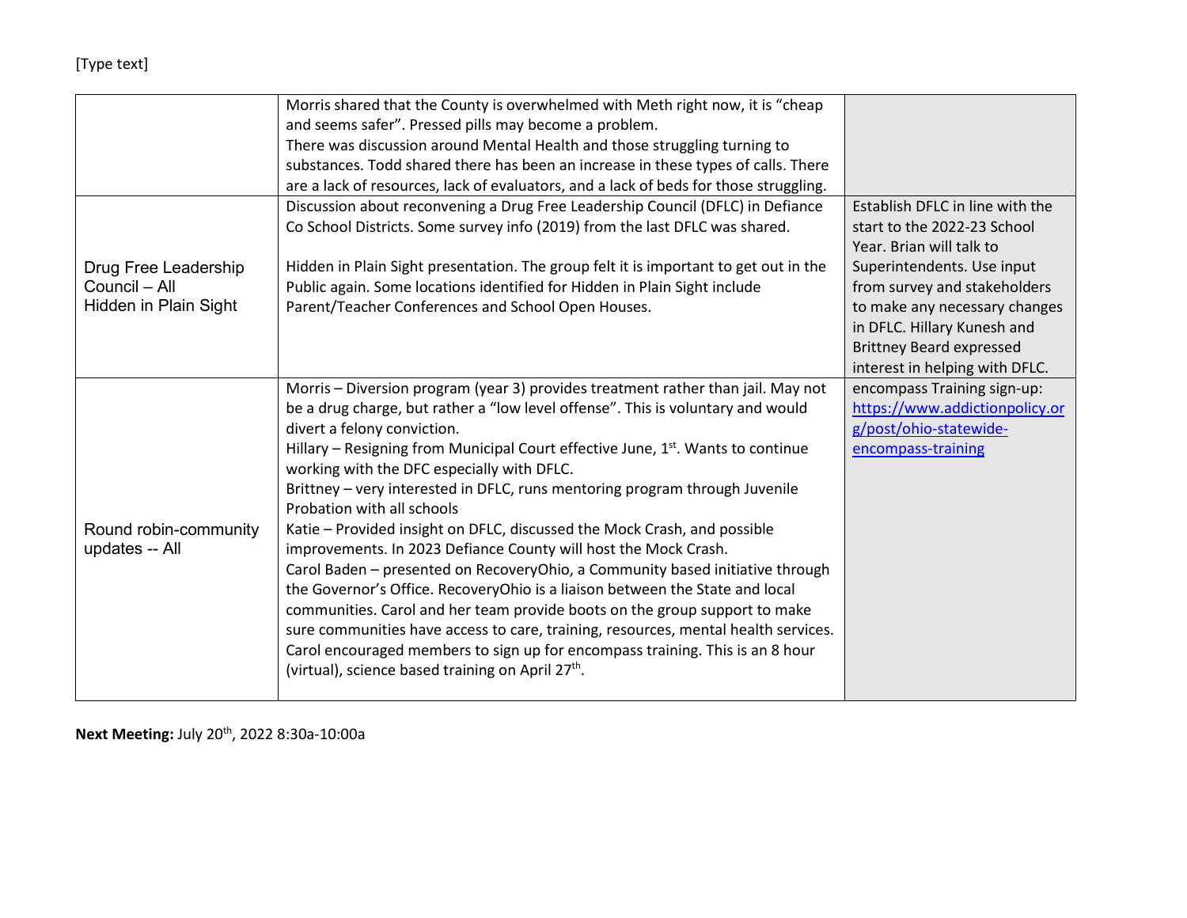| | | |
|---|---|---|
| | Morris shared that the County is overwhelmed with Meth right now, it is “cheap and seems safer”. Pressed pills may become a problem.<br>There was discussion around Mental Health and those struggling turning to substances. Todd shared there has been an increase in these types of calls. There are a lack of resources, lack of evaluators, and a lack of beds for those struggling. | |
| Drug Free Leadership Council – All<br>Hidden in Plain Sight | Discussion about reconvening a Drug Free Leadership Council (DFLC) in Defiance Co School Districts. Some survey info (2019) from the last DFLC was shared.<br><br>Hidden in Plain Sight presentation. The group felt it is important to get out in the Public again. Some locations identified for Hidden in Plain Sight include Parent/Teacher Conferences and School Open Houses. | Establish DFLC in line with the start to the 2022-23 School Year. Brian will talk to Superintendents. Use input from survey and stakeholders to make any necessary changes in DFLC. Hillary Kunesh and Brittney Beard expressed interest in helping with DFLC. |
| Round robin-community updates -- All | Morris – Diversion program (year 3) provides treatment rather than jail. May not be a drug charge, but rather a “low level offense”. This is voluntary and would divert a felony conviction.<br>Hillary – Resigning from Municipal Court effective June, 1st. Wants to continue working with the DFC especially with DFLC.<br>Brittney – very interested in DFLC, runs mentoring program through Juvenile Probation with all schools<br>Katie – Provided insight on DFLC, discussed the Mock Crash, and possible improvements. In 2023 Defiance County will host the Mock Crash.<br>Carol Baden – presented on RecoveryOhio, a Community based initiative through the Governor’s Office. RecoveryOhio is a liaison between the State and local communities. Carol and her team provide boots on the group support to make sure communities have access to care, training, resources, mental health services.<br>Carol encouraged members to sign up for encompass training. This is an 8 hour (virtual), science based training on April 27th. | encompass Training sign-up: https://www.addictionpolicy.org/post/ohio-statewide-encompass-training |

**Next Meeting:** July 20th, 2022 8:30a-10:00a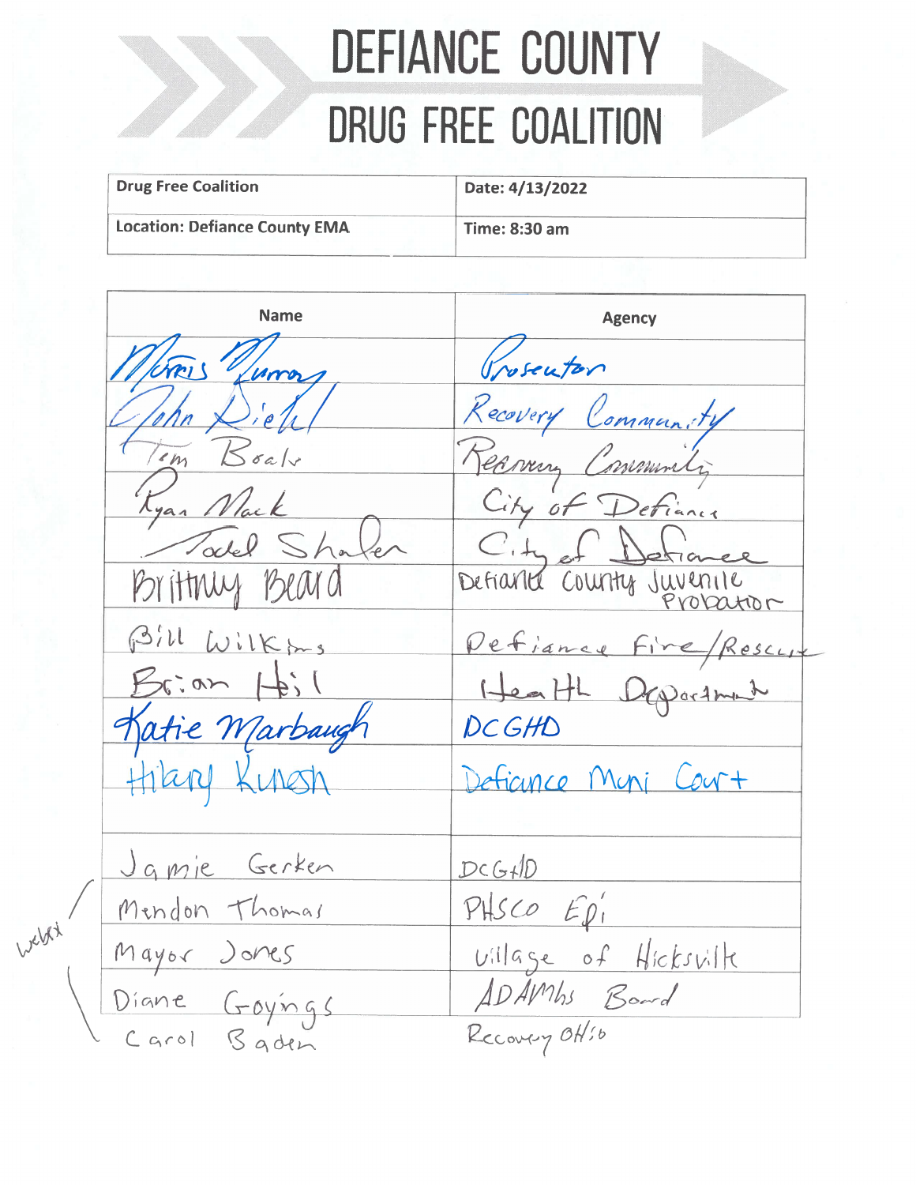# DEFIANCE COUNTY

## DRUG FREE COALITION

| Drug Free Coalition | Date: 4/13/2022 |
|---|---|
| Location: Defiance County EMA | Time: 8:30 am |

| Name | Agency |
|---|---|
| Morris Murray | Prosecutor |
| John Diehl | Recovery Community |
| Tom Boals | Recovery Community |
| Ryan Mack | City of Defiance |
| Todd Shafer | City of Defiance |
| Brittney Beard | Defiance County Juvenile Probation |
| Bill Wilkins | Defiance Fire/Rescue |
| Brian Hill | Health Department |
| Katie Marbaugh | DCGHD |
| Hilary Kunesh | Defiance Muni Court |
| | |
| Jamie Gerken | DCGHD |
| Mendon Thomas | PHSCO Epi |
| Mayor Jones | Village of Hicksville |
| Diane Goyings | ADAMhs Board |
| Carol Baden | Recovery OHio |

Webex